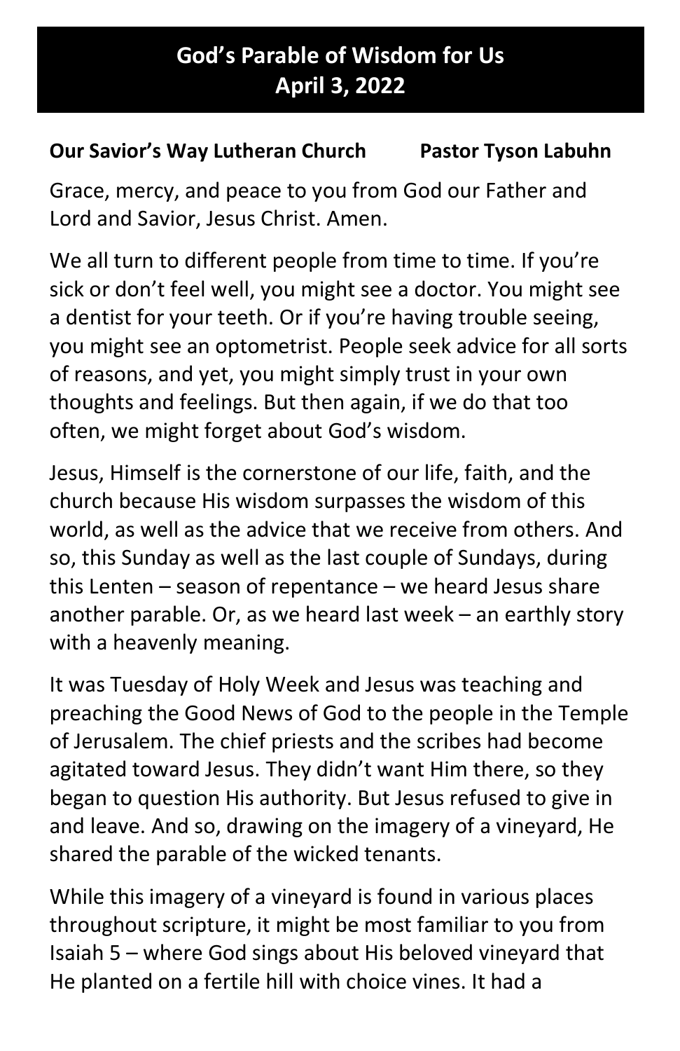# God's Parable of Wisdom for Us
## April 3, 2022

**Our Savior's Way Lutheran Church** **Pastor Tyson Labuhn**

Grace, mercy, and peace to you from God our Father and Lord and Savior, Jesus Christ. Amen.

We all turn to different people from time to time. If you're sick or don't feel well, you might see a doctor. You might see a dentist for your teeth. Or if you're having trouble seeing, you might see an optometrist. People seek advice for all sorts of reasons, and yet, you might simply trust in your own thoughts and feelings. But then again, if we do that too often, we might forget about God's wisdom.

Jesus, Himself is the cornerstone of our life, faith, and the church because His wisdom surpasses the wisdom of this world, as well as the advice that we receive from others. And so, this Sunday as well as the last couple of Sundays, during this Lenten – season of repentance – we heard Jesus share another parable. Or, as we heard last week – an earthly story with a heavenly meaning.

It was Tuesday of Holy Week and Jesus was teaching and preaching the Good News of God to the people in the Temple of Jerusalem. The chief priests and the scribes had become agitated toward Jesus. They didn't want Him there, so they began to question His authority. But Jesus refused to give in and leave. And so, drawing on the imagery of a vineyard, He shared the parable of the wicked tenants.

While this imagery of a vineyard is found in various places throughout scripture, it might be most familiar to you from Isaiah 5 – where God sings about His beloved vineyard that He planted on a fertile hill with choice vines. It had a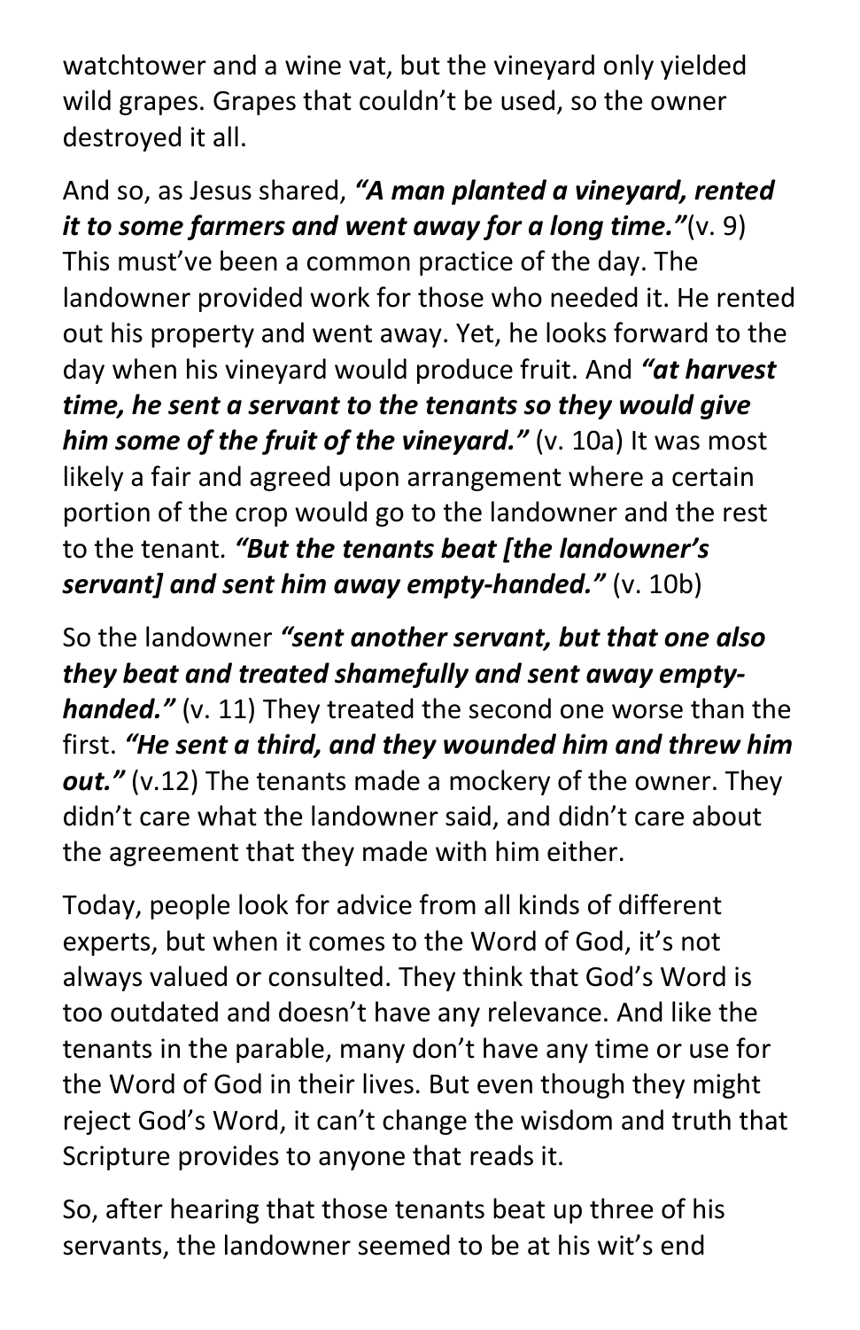watchtower and a wine vat, but the vineyard only yielded wild grapes. Grapes that couldn't be used, so the owner destroyed it all.

And so, as Jesus shared, ***"A man planted a vineyard, rented it to some farmers and went away for a long time."***(v. 9) This must've been a common practice of the day. The landowner provided work for those who needed it. He rented out his property and went away. Yet, he looks forward to the day when his vineyard would produce fruit. And ***"at harvest time, he sent a servant to the tenants so they would give him some of the fruit of the vineyard."*** (v. 10a) It was most likely a fair and agreed upon arrangement where a certain portion of the crop would go to the landowner and the rest to the tenant. ***"But the tenants beat [the landowner's servant] and sent him away empty-handed."*** (v. 10b)

So the landowner ***"sent another servant, but that one also they beat and treated shamefully and sent away empty-handed."*** (v. 11) They treated the second one worse than the first. ***"He sent a third, and they wounded him and threw him out."*** (v.12) The tenants made a mockery of the owner. They didn't care what the landowner said, and didn't care about the agreement that they made with him either.

Today, people look for advice from all kinds of different experts, but when it comes to the Word of God, it's not always valued or consulted. They think that God's Word is too outdated and doesn't have any relevance. And like the tenants in the parable, many don't have any time or use for the Word of God in their lives. But even though they might reject God's Word, it can't change the wisdom and truth that Scripture provides to anyone that reads it.

So, after hearing that those tenants beat up three of his servants, the landowner seemed to be at his wit's end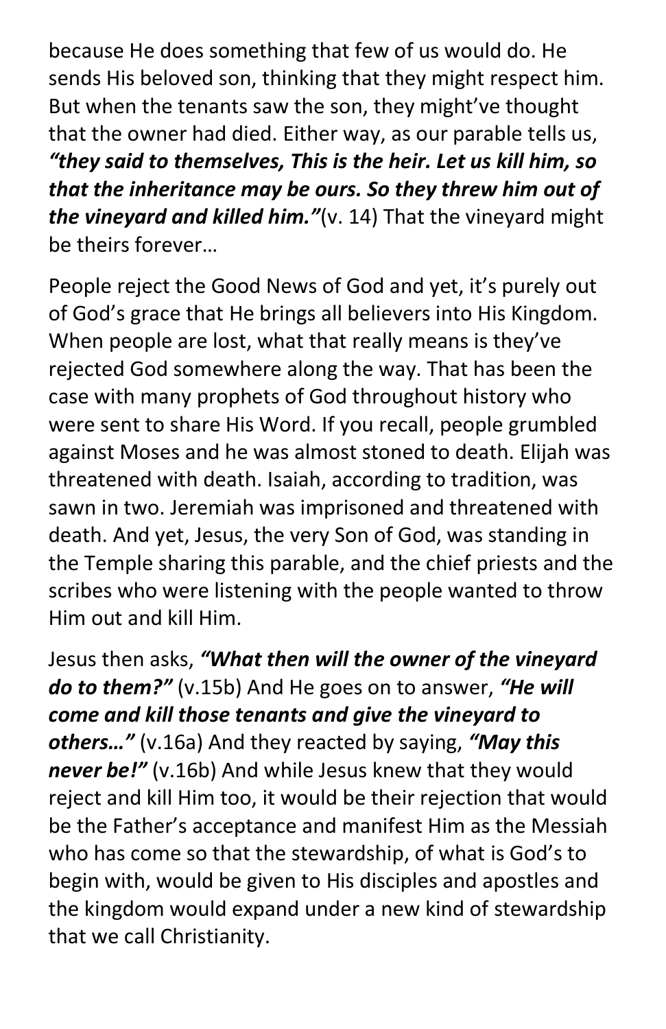because He does something that few of us would do. He sends His beloved son, thinking that they might respect him. But when the tenants saw the son, they might've thought that the owner had died. Either way, as our parable tells us, ***"they said to themselves, This is the heir. Let us kill him, so that the inheritance may be ours. So they threw him out of the vineyard and killed him."***(v. 14) That the vineyard might be theirs forever…

People reject the Good News of God and yet, it's purely out of God's grace that He brings all believers into His Kingdom. When people are lost, what that really means is they've rejected God somewhere along the way. That has been the case with many prophets of God throughout history who were sent to share His Word. If you recall, people grumbled against Moses and he was almost stoned to death. Elijah was threatened with death. Isaiah, according to tradition, was sawn in two. Jeremiah was imprisoned and threatened with death. And yet, Jesus, the very Son of God, was standing in the Temple sharing this parable, and the chief priests and the scribes who were listening with the people wanted to throw Him out and kill Him.

Jesus then asks, ***"What then will the owner of the vineyard do to them?"*** (v.15b) And He goes on to answer, ***"He will come and kill those tenants and give the vineyard to others…"*** (v.16a) And they reacted by saying, ***"May this never be!"*** (v.16b) And while Jesus knew that they would reject and kill Him too, it would be their rejection that would be the Father's acceptance and manifest Him as the Messiah who has come so that the stewardship, of what is God's to begin with, would be given to His disciples and apostles and the kingdom would expand under a new kind of stewardship that we call Christianity.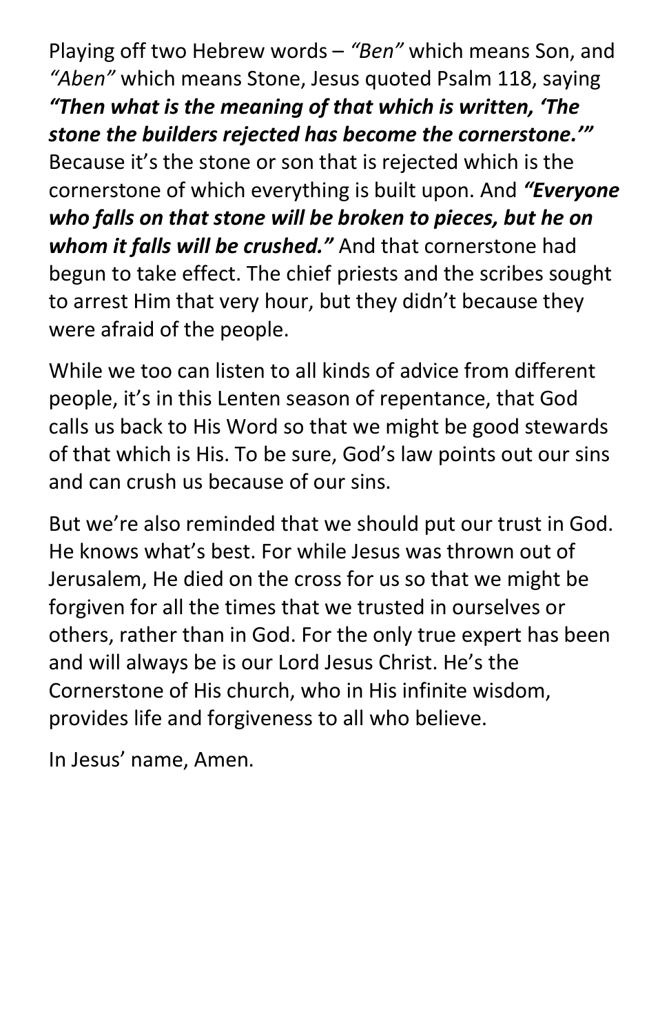Playing off two Hebrew words – *"Ben"* which means Son, and *"Aben"* which means Stone, Jesus quoted Psalm 118, saying ***"Then what is the meaning of that which is written, 'The stone the builders rejected has become the cornerstone.'"*** Because it's the stone or son that is rejected which is the cornerstone of which everything is built upon. And ***"Everyone who falls on that stone will be broken to pieces, but he on whom it falls will be crushed."*** And that cornerstone had begun to take effect. The chief priests and the scribes sought to arrest Him that very hour, but they didn't because they were afraid of the people.

While we too can listen to all kinds of advice from different people, it's in this Lenten season of repentance, that God calls us back to His Word so that we might be good stewards of that which is His. To be sure, God's law points out our sins and can crush us because of our sins.

But we're also reminded that we should put our trust in God. He knows what's best. For while Jesus was thrown out of Jerusalem, He died on the cross for us so that we might be forgiven for all the times that we trusted in ourselves or others, rather than in God. For the only true expert has been and will always be is our Lord Jesus Christ. He's the Cornerstone of His church, who in His infinite wisdom, provides life and forgiveness to all who believe.

In Jesus' name, Amen.